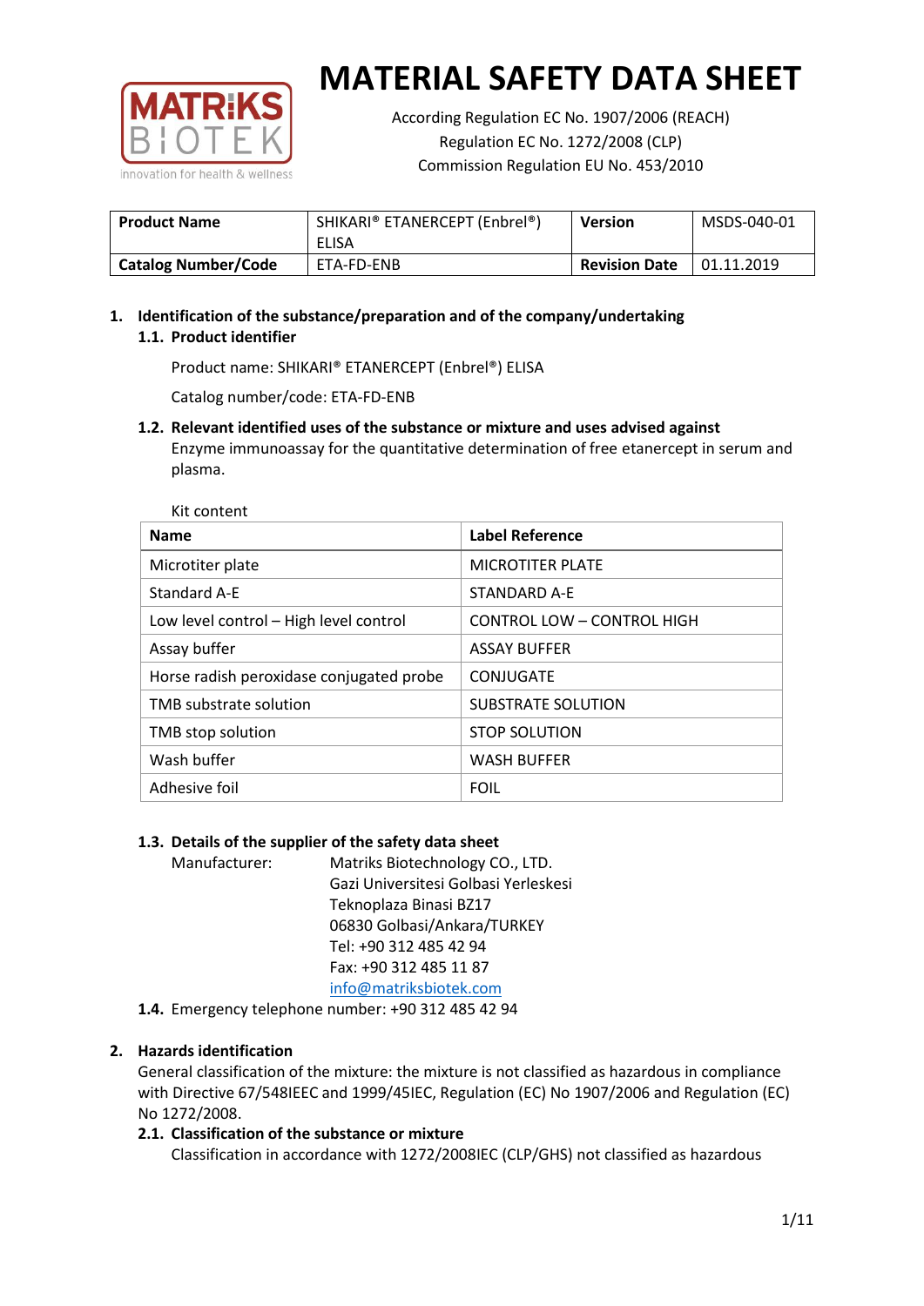# MATERIAL SAFETY DATA SHEET

According Regulation EC No. 1907/2006 (REACH)
Regulation EC No. 1272/2008 (CLP)
Commission Regulation EU No. 453/2010

| **Product Name** | SHIKARI® ETANERCEPT (Enbrel®) ELISA | **Version** | MSDS-040-01 |
|---|---|---|---|
| **Catalog Number/Code** | ETA-FD-ENB | **Revision Date** | 01.11.2019 |

## 1. Identification of the substance/preparation and of the company/undertaking

### 1.1. Product identifier

Product name: SHIKARI® ETANERCEPT (Enbrel®) ELISA

Catalog number/code: ETA-FD-ENB

### 1.2. Relevant identified uses of the substance or mixture and uses advised against

Enzyme immunoassay for the quantitative determination of free etanercept in serum and plasma.

Kit content

| Name | Label Reference |
|---|---|
| Microtiter plate | MICROTITER PLATE |
| Standard A-E | STANDARD A-E |
| Low level control – High level control | CONTROL LOW – CONTROL HIGH |
| Assay buffer | ASSAY BUFFER |
| Horse radish peroxidase conjugated probe | CONJUGATE |
| TMB substrate solution | SUBSTRATE SOLUTION |
| TMB stop solution | STOP SOLUTION |
| Wash buffer | WASH BUFFER |
| Adhesive foil | FOIL |

### 1.3. Details of the supplier of the safety data sheet

Manufacturer: Matriks Biotechnology CO., LTD.
Gazi Universitesi Golbasi Yerleskesi
Teknoplaza Binasi BZ17
06830 Golbasi/Ankara/TURKEY
Tel: +90 312 485 42 94
Fax: +90 312 485 11 87
info@matriksbiotek.com

### 1.4. Emergency telephone number: +90 312 485 42 94

## 2. Hazards identification

General classification of the mixture: the mixture is not classified as hazardous in compliance with Directive 67/548IEEC and 1999/45IEC, Regulation (EC) No 1907/2006 and Regulation (EC) No 1272/2008.

### 2.1. Classification of the substance or mixture

Classification in accordance with 1272/2008IEC (CLP/GHS) not classified as hazardous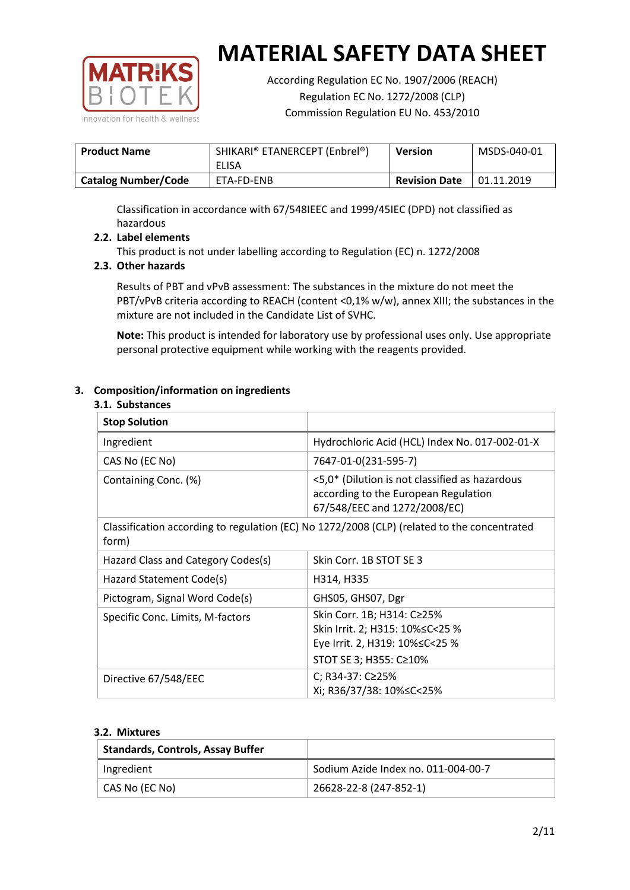Classification in accordance with 67/548IEEC and 1999/45IEC (DPD) not classified as hazardous

### 2.2. Label elements

This product is not under labelling according to Regulation (EC) n. 1272/2008

### 2.3. Other hazards

Results of PBT and vPvB assessment: The substances in the mixture do not meet the PBT/vPvB criteria according to REACH (content <0,1% w/w), annex XIII; the substances in the mixture are not included in the Candidate List of SVHC.

**Note:** This product is intended for laboratory use by professional uses only. Use appropriate personal protective equipment while working with the reagents provided.

## 3. Composition/information on ingredients

### 3.1. Substances

| **Stop Solution** | |
|---|---|
| Ingredient | Hydrochloric Acid (HCL) Index No. 017-002-01-X |
| CAS No (EC No) | 7647-01-0(231-595-7) |
| Containing Conc. (%) | <5,0* (Dilution is not classified as hazardous according to the European Regulation 67/548/EEC and 1272/2008/EC) |
| Classification according to regulation (EC) No 1272/2008 (CLP) (related to the concentrated form) | |
| Hazard Class and Category Codes(s) | Skin Corr. 1B STOT SE 3 |
| Hazard Statement Code(s) | H314, H335 |
| Pictogram, Signal Word Code(s) | GHS05, GHS07, Dgr |
| Specific Conc. Limits, M-factors | Skin Corr. 1B; H314: C≥25%<br>Skin Irrit. 2; H315: 10%≤C<25 %<br>Eye Irrit. 2, H319: 10%≤C<25 %<br>STOT SE 3; H355: C≥10% |
| Directive 67/548/EEC | C; R34-37: C≥25%<br>Xi; R36/37/38: 10%≤C<25% |

### 3.2. Mixtures

| **Standards, Controls, Assay Buffer** | |
|---|---|
| Ingredient | Sodium Azide Index no. 011-004-00-7 |
| CAS No (EC No) | 26628-22-8 (247-852-1) |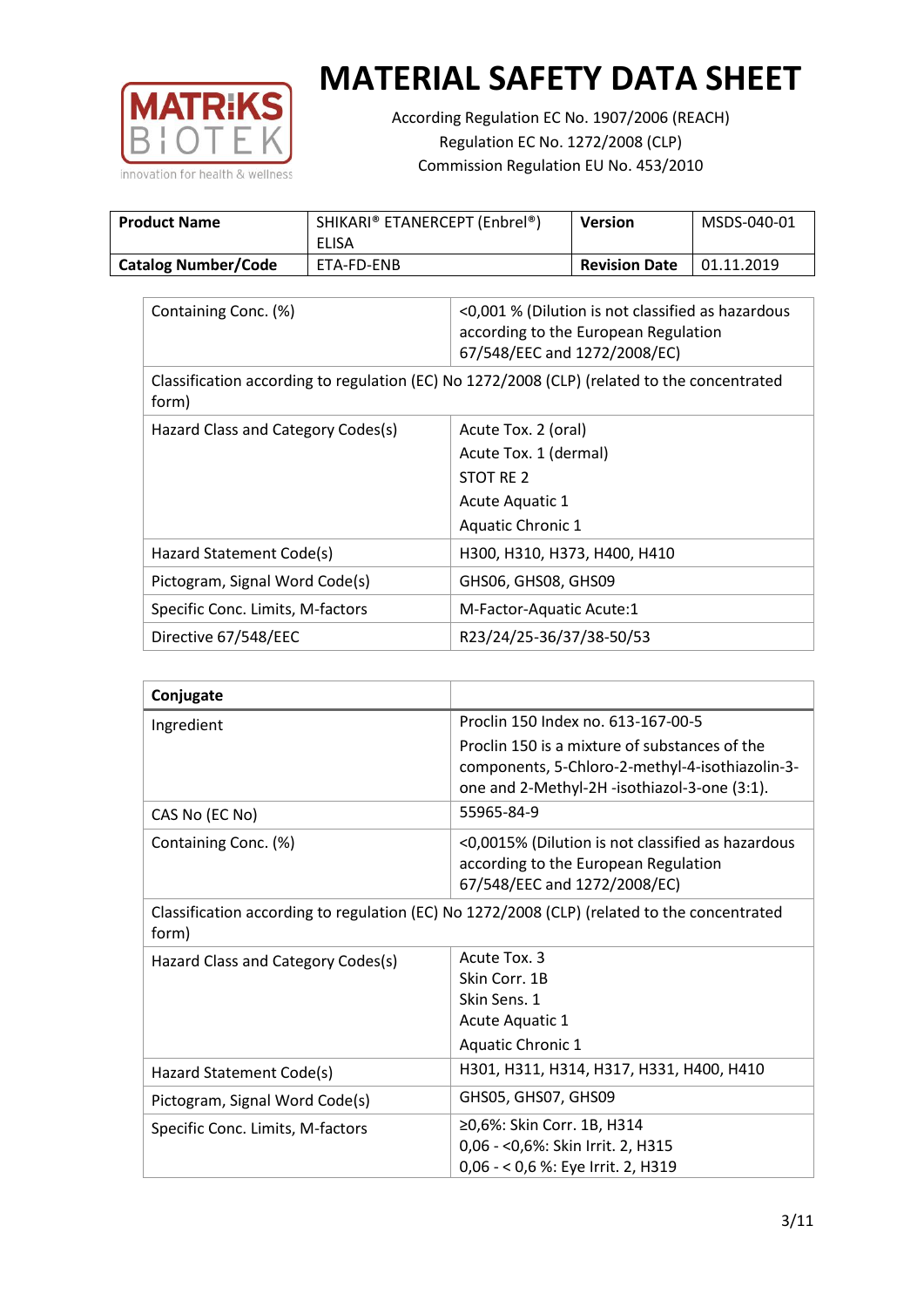# MATERIAL SAFETY DATA SHEET

According Regulation EC No. 1907/2006 (REACH)
Regulation EC No. 1272/2008 (CLP)
Commission Regulation EU No. 453/2010

| **Product Name** | SHIKARI® ETANERCEPT (Enbrel®) ELISA | **Version** | MSDS-040-01 |
|---|---|---|---|
| **Catalog Number/Code** | ETA-FD-ENB | **Revision Date** | 01.11.2019 |

| Containing Conc. (%) | <0,001 % (Dilution is not classified as hazardous according to the European Regulation 67/548/EEC and 1272/2008/EC) |
|---|---|
| Classification according to regulation (EC) No 1272/2008 (CLP) (related to the concentrated form) | |
| Hazard Class and Category Codes(s) | Acute Tox. 2 (oral)<br>Acute Tox. 1 (dermal)<br>STOT RE 2<br>Acute Aquatic 1<br>Aquatic Chronic 1 |
| Hazard Statement Code(s) | H300, H310, H373, H400, H410 |
| Pictogram, Signal Word Code(s) | GHS06, GHS08, GHS09 |
| Specific Conc. Limits, M-factors | M-Factor-Aquatic Acute:1 |
| Directive 67/548/EEC | R23/24/25-36/37/38-50/53 |

| **Conjugate** | |
|---|---|
| Ingredient | Proclin 150 Index no. 613-167-00-5<br>Proclin 150 is a mixture of substances of the components, 5-Chloro-2-methyl-4-isothiazolin-3-one and 2-Methyl-2H -isothiazol-3-one (3:1). |
| CAS No (EC No) | 55965-84-9 |
| Containing Conc. (%) | <0,0015% (Dilution is not classified as hazardous according to the European Regulation 67/548/EEC and 1272/2008/EC) |
| Classification according to regulation (EC) No 1272/2008 (CLP) (related to the concentrated form) | |
| Hazard Class and Category Codes(s) | Acute Tox. 3<br>Skin Corr. 1B<br>Skin Sens. 1<br>Acute Aquatic 1<br>Aquatic Chronic 1 |
| Hazard Statement Code(s) | H301, H311, H314, H317, H331, H400, H410 |
| Pictogram, Signal Word Code(s) | GHS05, GHS07, GHS09 |
| Specific Conc. Limits, M-factors | ≥0,6%: Skin Corr. 1B, H314<br>0,06 - <0,6%: Skin Irrit. 2, H315<br>0,06 - < 0,6 %: Eye Irrit. 2, H319 |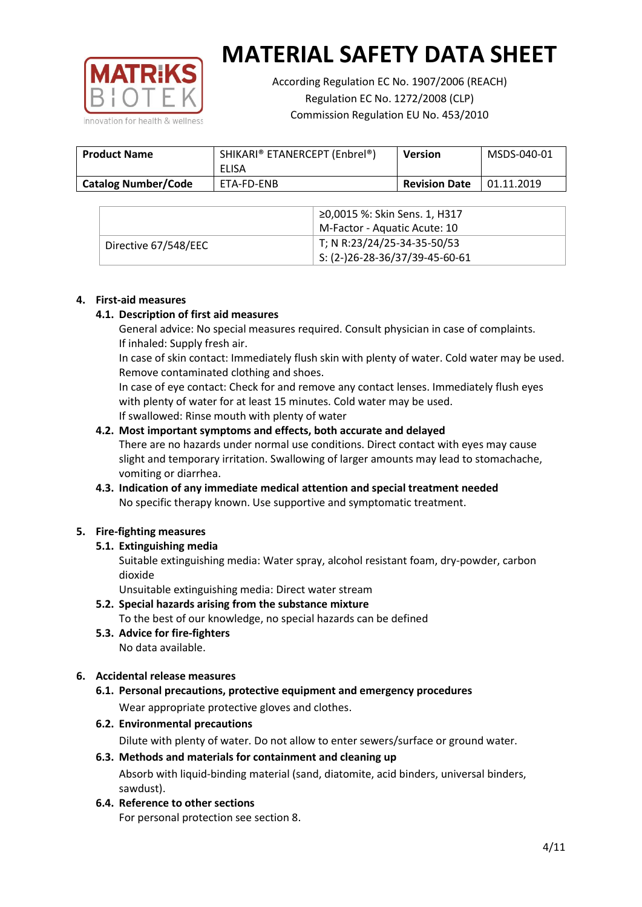# MATERIAL SAFETY DATA SHEET

According Regulation EC No. 1907/2006 (REACH)
Regulation EC No. 1272/2008 (CLP)
Commission Regulation EU No. 453/2010

| Product Name | SHIKARI® ETANERCEPT (Enbrel®) ELISA | Version | MSDS-040-01 |
|---|---|---|---|
| Catalog Number/Code | ETA-FD-ENB | Revision Date | 01.11.2019 |

| | |
|---|---|
| | ≥0,0015 %: Skin Sens. 1, H317<br>M-Factor - Aquatic Acute: 10 |
| Directive 67/548/EEC | T; N R:23/24/25-34-35-50/53<br>S: (2-)26-28-36/37/39-45-60-61 |

## 4. First-aid measures

### 4.1. Description of first aid measures

General advice: No special measures required. Consult physician in case of complaints.
If inhaled: Supply fresh air.
In case of skin contact: Immediately flush skin with plenty of water. Cold water may be used. Remove contaminated clothing and shoes.
In case of eye contact: Check for and remove any contact lenses. Immediately flush eyes with plenty of water for at least 15 minutes. Cold water may be used.
If swallowed: Rinse mouth with plenty of water

### 4.2. Most important symptoms and effects, both accurate and delayed

There are no hazards under normal use conditions. Direct contact with eyes may cause slight and temporary irritation. Swallowing of larger amounts may lead to stomachache, vomiting or diarrhea.

### 4.3. Indication of any immediate medical attention and special treatment needed

No specific therapy known. Use supportive and symptomatic treatment.

## 5. Fire-fighting measures

### 5.1. Extinguishing media

Suitable extinguishing media: Water spray, alcohol resistant foam, dry-powder, carbon dioxide
Unsuitable extinguishing media: Direct water stream

### 5.2. Special hazards arising from the substance mixture

To the best of our knowledge, no special hazards can be defined

### 5.3. Advice for fire-fighters

No data available.

## 6. Accidental release measures

### 6.1. Personal precautions, protective equipment and emergency procedures

Wear appropriate protective gloves and clothes.

### 6.2. Environmental precautions

Dilute with plenty of water. Do not allow to enter sewers/surface or ground water.

### 6.3. Methods and materials for containment and cleaning up

Absorb with liquid-binding material (sand, diatomite, acid binders, universal binders, sawdust).

### 6.4. Reference to other sections

For personal protection see section 8.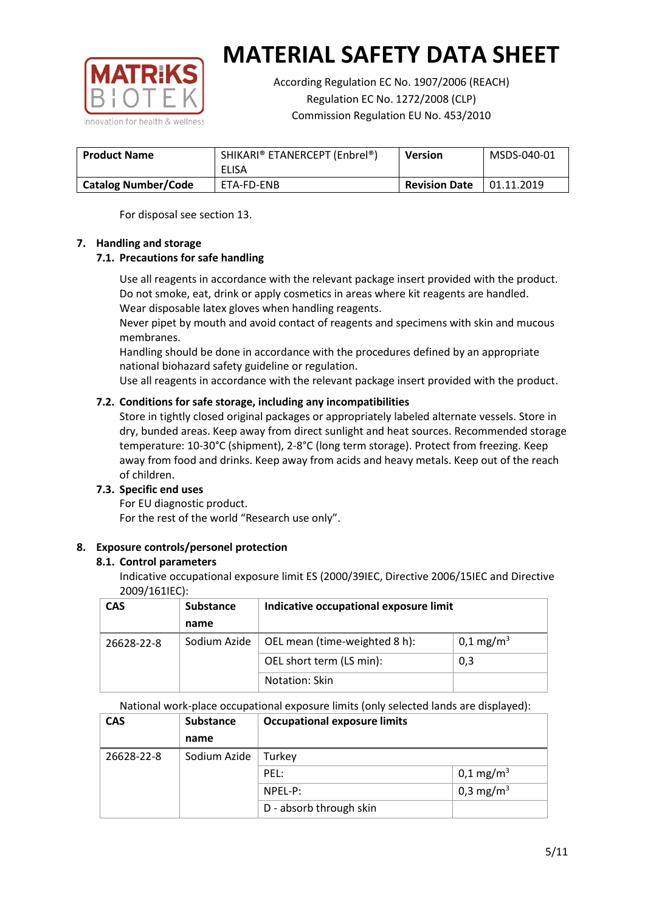For disposal see section 13.

## 7. Handling and storage

### 7.1. Precautions for safe handling

Use all reagents in accordance with the relevant package insert provided with the product.
Do not smoke, eat, drink or apply cosmetics in areas where kit reagents are handled.
Wear disposable latex gloves when handling reagents.
Never pipet by mouth and avoid contact of reagents and specimens with skin and mucous membranes.
Handling should be done in accordance with the procedures defined by an appropriate national biohazard safety guideline or regulation.
Use all reagents in accordance with the relevant package insert provided with the product.

### 7.2. Conditions for safe storage, including any incompatibilities

Store in tightly closed original packages or appropriately labeled alternate vessels. Store in dry, bunded areas. Keep away from direct sunlight and heat sources. Recommended storage temperature: 10-30°C (shipment), 2-8°C (long term storage). Protect from freezing. Keep away from food and drinks. Keep away from acids and heavy metals. Keep out of the reach of children.

### 7.3. Specific end uses

For EU diagnostic product.
For the rest of the world "Research use only".

## 8. Exposure controls/personel protection

### 8.1. Control parameters

Indicative occupational exposure limit ES (2000/39IEC, Directive 2006/15IEC and Directive 2009/161IEC):

| CAS | Substance name | Indicative occupational exposure limit | |
|---|---|---|---|
| 26628-22-8 | Sodium Azide | OEL mean (time-weighted 8 h): | 0,1 mg/m$^3$ |
| | | OEL short term (LS min): | 0,3 |
| | | Notation: Skin | |

National work-place occupational exposure limits (only selected lands are displayed):

| CAS | Substance name | Occupational exposure limits | |
|---|---|---|---|
| 26628-22-8 | Sodium Azide | Turkey | |
| | | PEL: | 0,1 mg/m$^3$ |
| | | NPEL-P: | 0,3 mg/m$^3$ |
| | | D - absorb through skin | |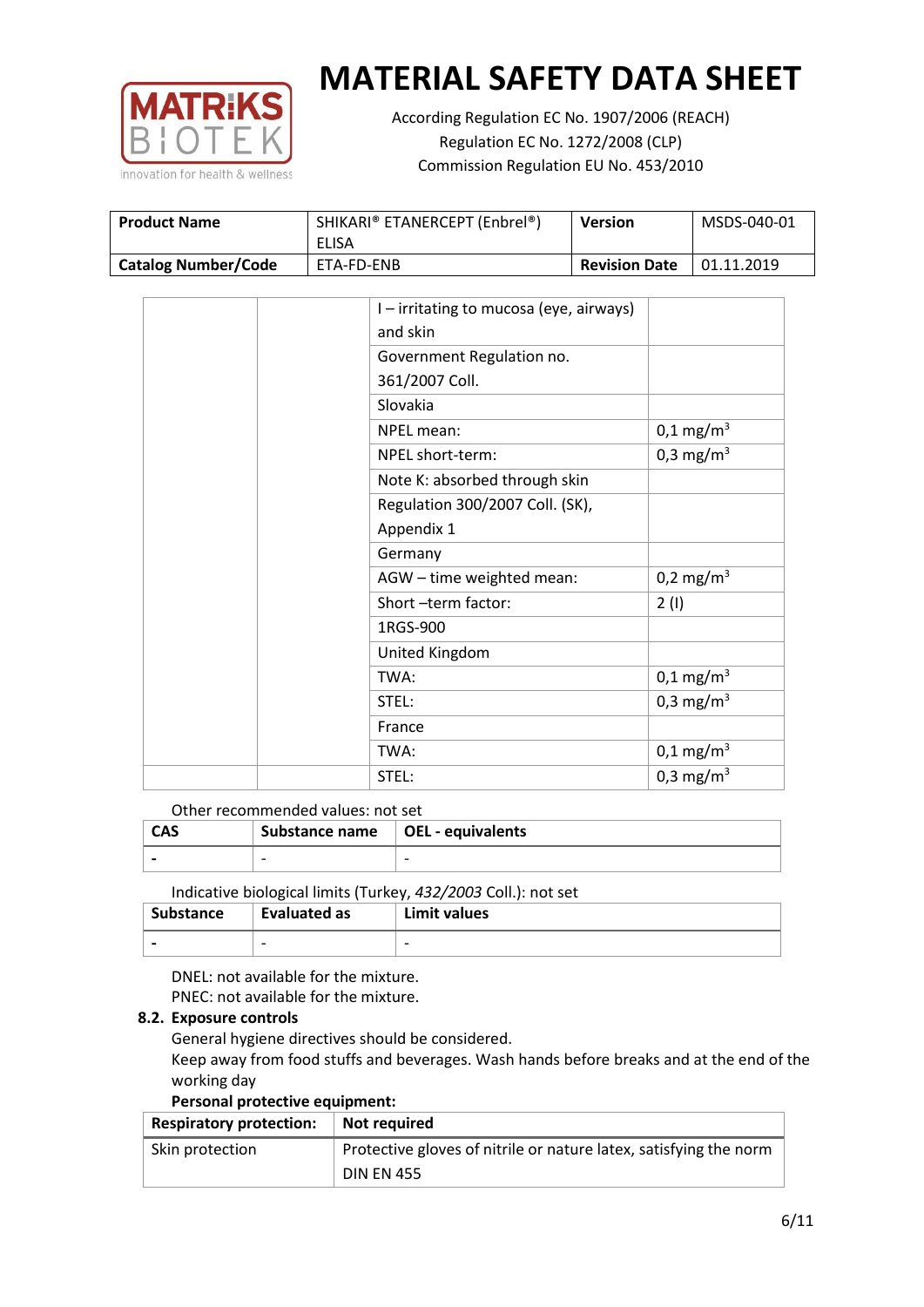| | | I – irritating to mucosa (eye, airways) and skin | |
|---|---|---|---|
| | | Government Regulation no. 361/2007 Coll. | |
| | | Slovakia | |
| | | NPEL mean: | 0,1 mg/m$^3$ |
| | | NPEL short-term: | 0,3 mg/m$^3$ |
| | | Note K: absorbed through skin | |
| | | Regulation 300/2007 Coll. (SK), Appendix 1 | |
| | | Germany | |
| | | AGW – time weighted mean: | 0,2 mg/m$^3$ |
| | | Short –term factor: | 2 (I) |
| | | 1RGS-900 | |
| | | United Kingdom | |
| | | TWA: | 0,1 mg/m$^3$ |
| | | STEL: | 0,3 mg/m$^3$ |
| | | France | |
| | | TWA: | 0,1 mg/m$^3$ |
| | | STEL: | 0,3 mg/m$^3$ |

Other recommended values: not set

| CAS | Substance name | OEL - equivalents |
|---|---|---|
| - | - | - |

Indicative biological limits (Turkey, *432/2003* Coll.): not set

| Substance | Evaluated as | Limit values |
|---|---|---|
| - | - | - |

DNEL: not available for the mixture.
PNEC: not available for the mixture.

### 8.2. Exposure controls

General hygiene directives should be considered.
Keep away from food stuffs and beverages. Wash hands before breaks and at the end of the working day

**Personal protective equipment:**

| Respiratory protection: | Not required |
|---|---|
| Skin protection | Protective gloves of nitrile or nature latex, satisfying the norm DIN EN 455 |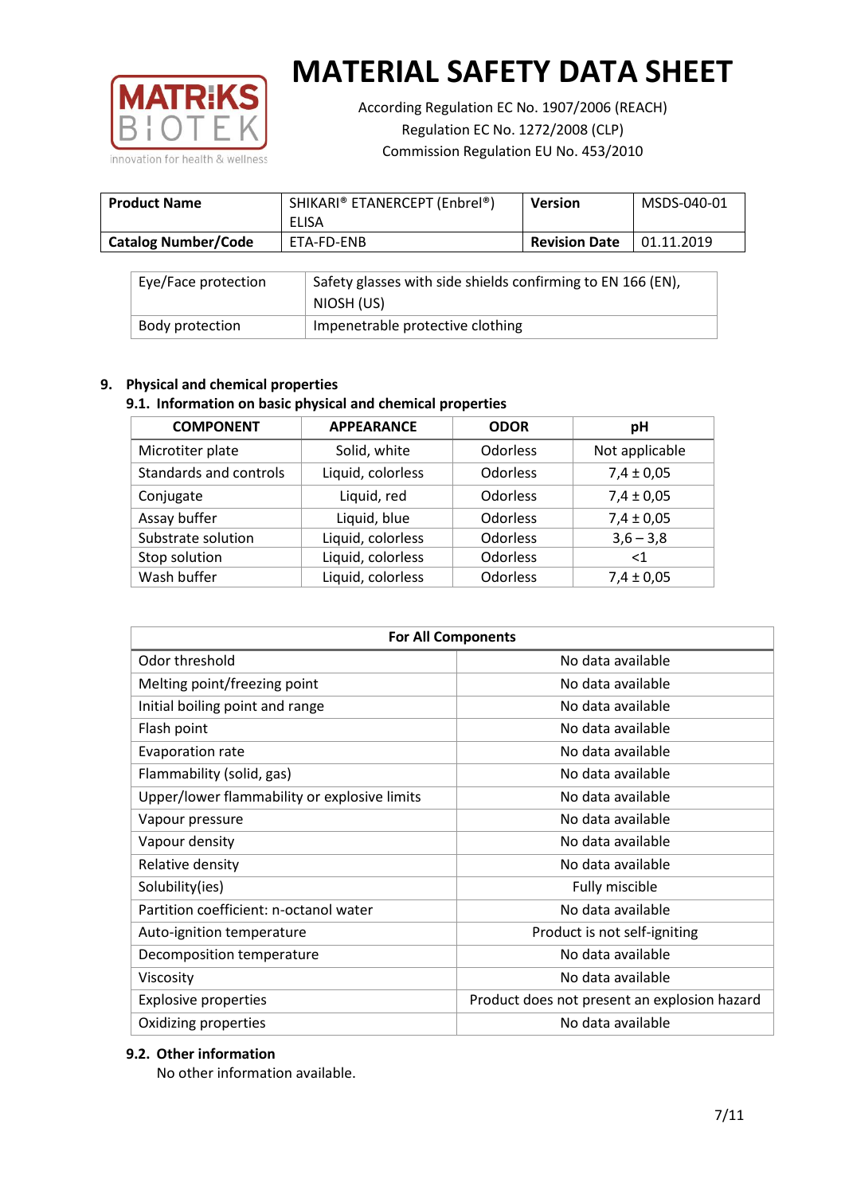| Product Name | SHIKARI® ETANERCEPT (Enbrel®) ELISA | Version | MSDS-040-01 |
|---|---|---|---|
| Catalog Number/Code | ETA-FD-ENB | Revision Date | 01.11.2019 |

| Eye/Face protection | Safety glasses with side shields confirming to EN 166 (EN), NIOSH (US) |
|---|---|
| Body protection | Impenetrable protective clothing |

## 9. Physical and chemical properties

### 9.1. Information on basic physical and chemical properties

| COMPONENT | APPEARANCE | ODOR | pH |
|---|---|---|---|
| Microtiter plate | Solid, white | Odorless | Not applicable |
| Standards and controls | Liquid, colorless | Odorless | 7,4 ± 0,05 |
| Conjugate | Liquid, red | Odorless | 7,4 ± 0,05 |
| Assay buffer | Liquid, blue | Odorless | 7,4 ± 0,05 |
| Substrate solution | Liquid, colorless | Odorless | 3,6 – 3,8 |
| Stop solution | Liquid, colorless | Odorless | <1 |
| Wash buffer | Liquid, colorless | Odorless | 7,4 ± 0,05 |

| For All Components | |
|---|---|
| Odor threshold | No data available |
| Melting point/freezing point | No data available |
| Initial boiling point and range | No data available |
| Flash point | No data available |
| Evaporation rate | No data available |
| Flammability (solid, gas) | No data available |
| Upper/lower flammability or explosive limits | No data available |
| Vapour pressure | No data available |
| Vapour density | No data available |
| Relative density | No data available |
| Solubility(ies) | Fully miscible |
| Partition coefficient: n-octanol water | No data available |
| Auto-ignition temperature | Product is not self-igniting |
| Decomposition temperature | No data available |
| Viscosity | No data available |
| Explosive properties | Product does not present an explosion hazard |
| Oxidizing properties | No data available |

### 9.2. Other information

No other information available.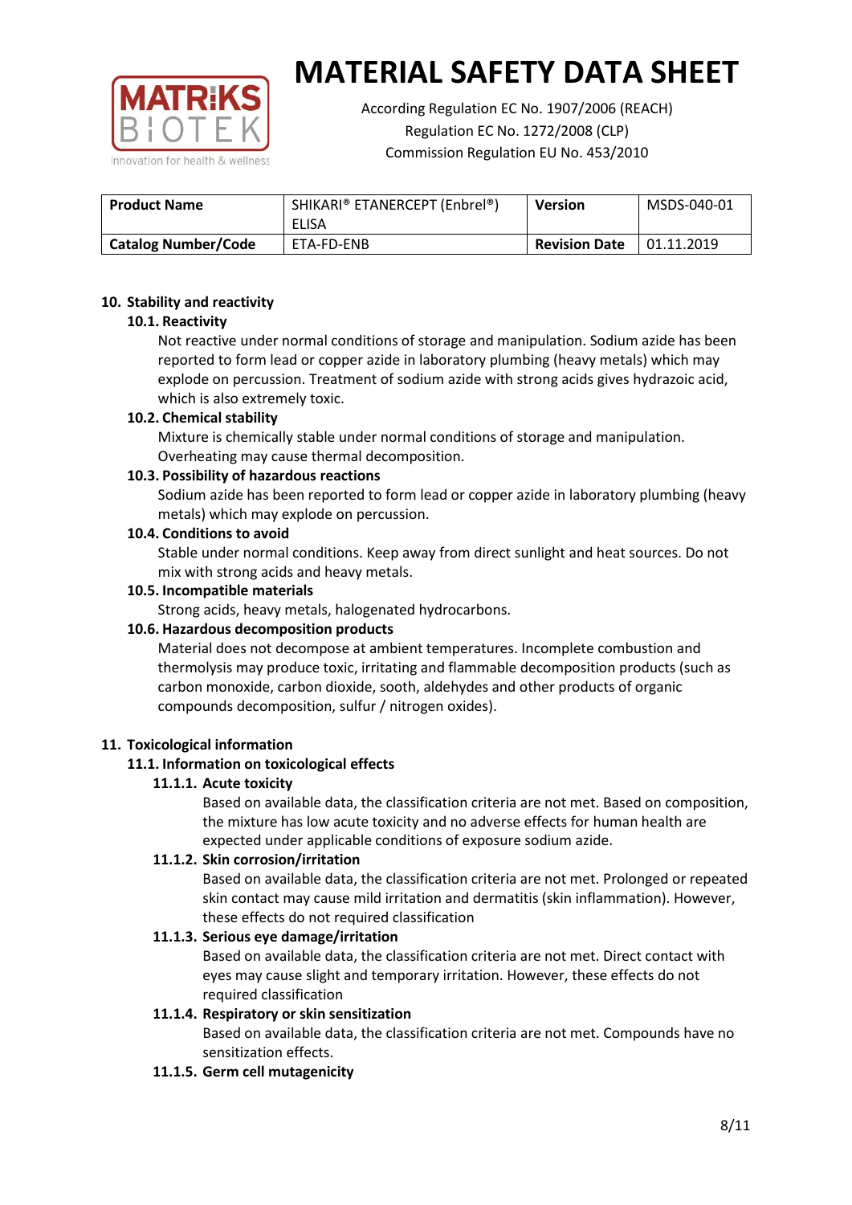# MATERIAL SAFETY DATA SHEET

According Regulation EC No. 1907/2006 (REACH)
Regulation EC No. 1272/2008 (CLP)
Commission Regulation EU No. 453/2010

| **Product Name** | SHIKARI® ETANERCEPT (Enbrel®) ELISA | **Version** | MSDS-040-01 |
|---|---|---|---|
| **Catalog Number/Code** | ETA-FD-ENB | **Revision Date** | 01.11.2019 |

## 10. Stability and reactivity

### 10.1. Reactivity

Not reactive under normal conditions of storage and manipulation. Sodium azide has been reported to form lead or copper azide in laboratory plumbing (heavy metals) which may explode on percussion. Treatment of sodium azide with strong acids gives hydrazoic acid, which is also extremely toxic.

### 10.2. Chemical stability

Mixture is chemically stable under normal conditions of storage and manipulation. Overheating may cause thermal decomposition.

### 10.3. Possibility of hazardous reactions

Sodium azide has been reported to form lead or copper azide in laboratory plumbing (heavy metals) which may explode on percussion.

### 10.4. Conditions to avoid

Stable under normal conditions. Keep away from direct sunlight and heat sources. Do not mix with strong acids and heavy metals.

### 10.5. Incompatible materials

Strong acids, heavy metals, halogenated hydrocarbons.

### 10.6. Hazardous decomposition products

Material does not decompose at ambient temperatures. Incomplete combustion and thermolysis may produce toxic, irritating and flammable decomposition products (such as carbon monoxide, carbon dioxide, sooth, aldehydes and other products of organic compounds decomposition, sulfur / nitrogen oxides).

## 11. Toxicological information

### 11.1. Information on toxicological effects

#### 11.1.1. Acute toxicity

Based on available data, the classification criteria are not met. Based on composition, the mixture has low acute toxicity and no adverse effects for human health are expected under applicable conditions of exposure sodium azide.

#### 11.1.2. Skin corrosion/irritation

Based on available data, the classification criteria are not met. Prolonged or repeated skin contact may cause mild irritation and dermatitis (skin inflammation). However, these effects do not required classification

#### 11.1.3. Serious eye damage/irritation

Based on available data, the classification criteria are not met. Direct contact with eyes may cause slight and temporary irritation. However, these effects do not required classification

#### 11.1.4. Respiratory or skin sensitization

Based on available data, the classification criteria are not met. Compounds have no sensitization effects.

#### 11.1.5. Germ cell mutagenicity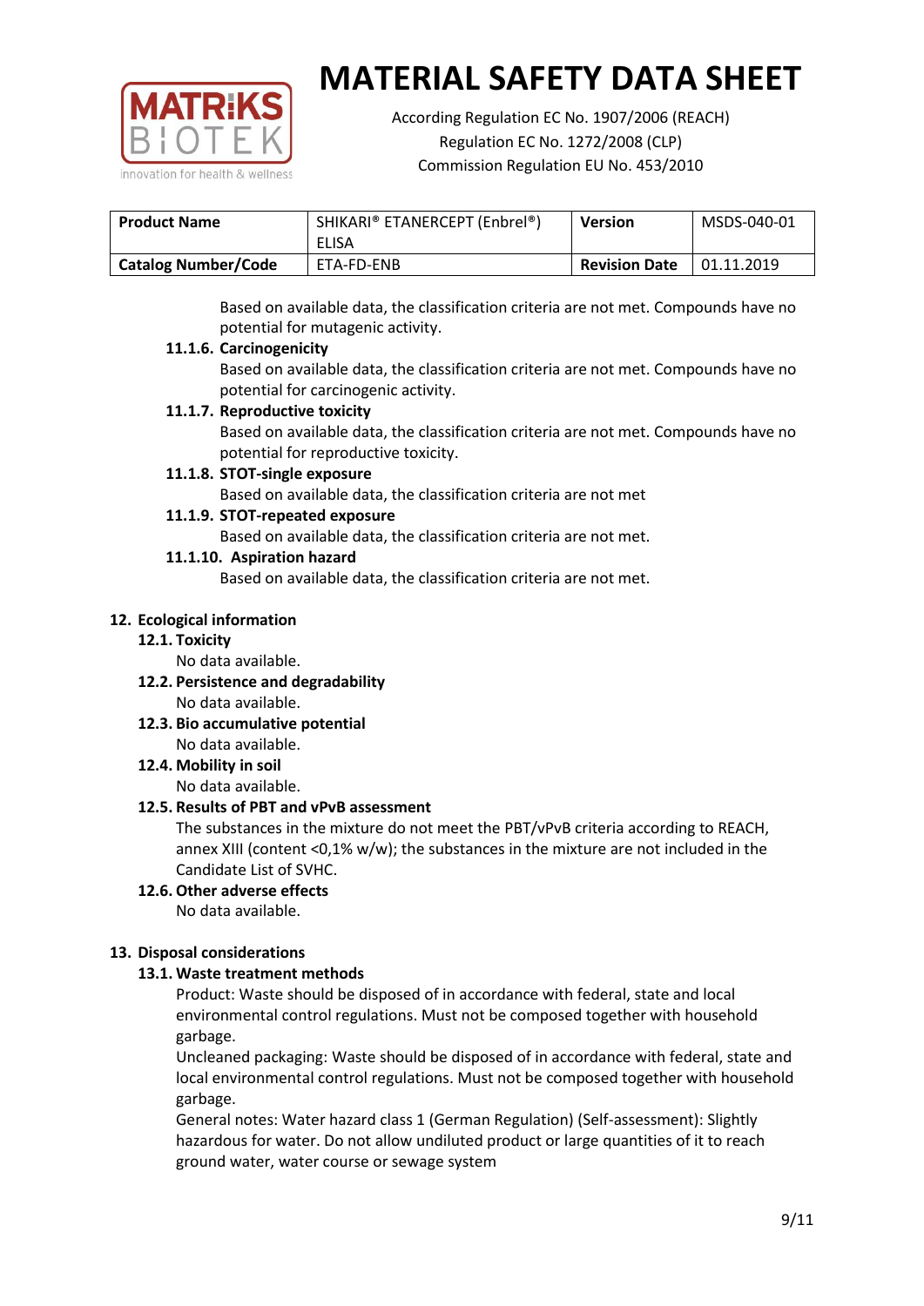Based on available data, the classification criteria are not met. Compounds have no potential for mutagenic activity.

#### 11.1.6. Carcinogenicity

Based on available data, the classification criteria are not met. Compounds have no potential for carcinogenic activity.

#### 11.1.7. Reproductive toxicity

Based on available data, the classification criteria are not met. Compounds have no potential for reproductive toxicity.

#### 11.1.8. STOT-single exposure

Based on available data, the classification criteria are not met

#### 11.1.9. STOT-repeated exposure

Based on available data, the classification criteria are not met.

#### 11.1.10. Aspiration hazard

Based on available data, the classification criteria are not met.

## 12. Ecological information

### 12.1. Toxicity

No data available.

### 12.2. Persistence and degradability

No data available.

### 12.3. Bio accumulative potential

No data available.

### 12.4. Mobility in soil

No data available.

### 12.5. Results of PBT and vPvB assessment

The substances in the mixture do not meet the PBT/vPvB criteria according to REACH, annex XIII (content <0,1% w/w); the substances in the mixture are not included in the Candidate List of SVHC.

### 12.6. Other adverse effects

No data available.

## 13. Disposal considerations

### 13.1. Waste treatment methods

Product: Waste should be disposed of in accordance with federal, state and local environmental control regulations. Must not be composed together with household garbage.

Uncleaned packaging: Waste should be disposed of in accordance with federal, state and local environmental control regulations. Must not be composed together with household garbage.

General notes: Water hazard class 1 (German Regulation) (Self-assessment): Slightly hazardous for water. Do not allow undiluted product or large quantities of it to reach ground water, water course or sewage system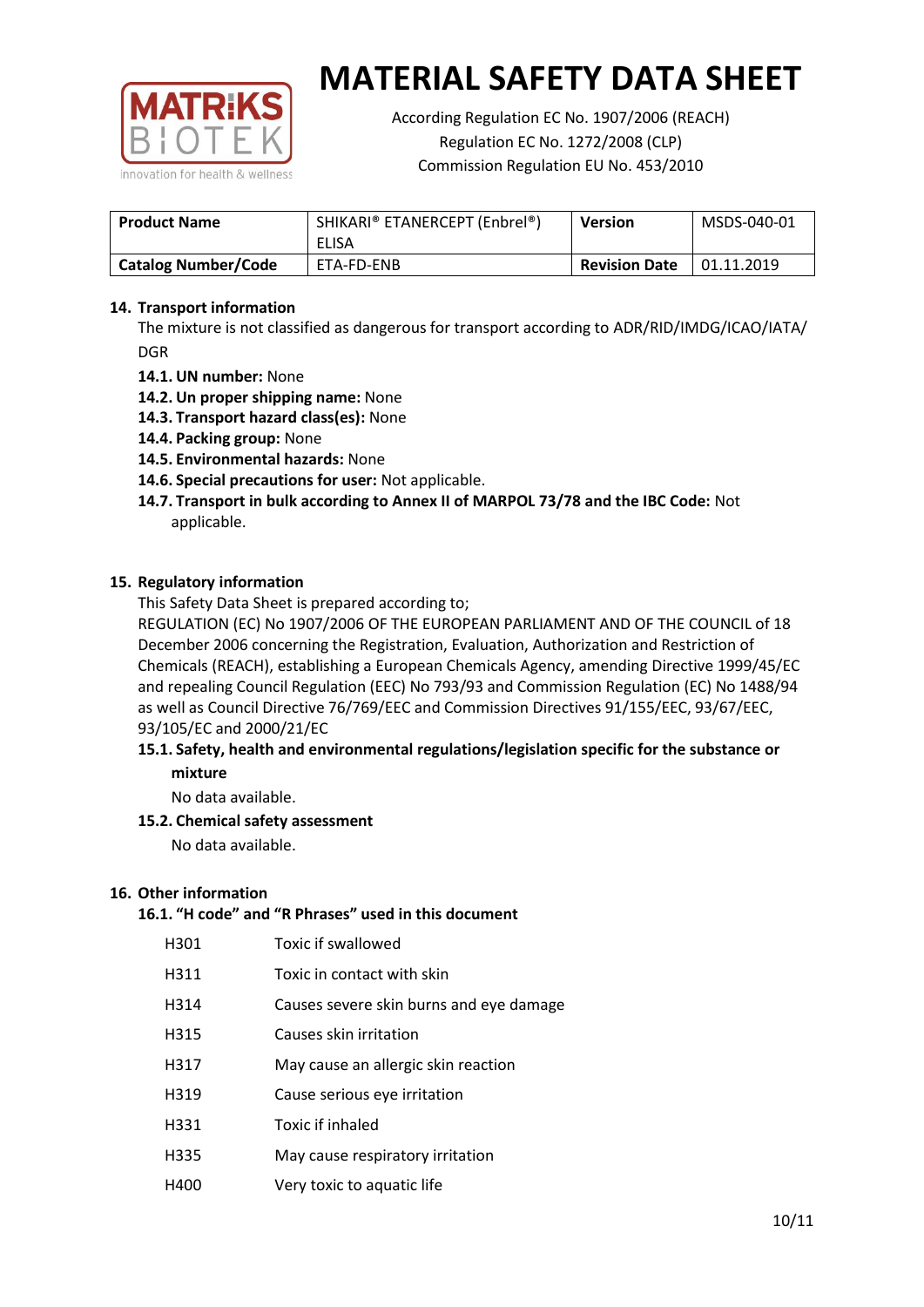# MATERIAL SAFETY DATA SHEET

According Regulation EC No. 1907/2006 (REACH)
Regulation EC No. 1272/2008 (CLP)
Commission Regulation EU No. 453/2010

| **Product Name** | SHIKARI® ETANERCEPT (Enbrel®) ELISA | **Version** | MSDS-040-01 |
|---|---|---|---|
| **Catalog Number/Code** | ETA-FD-ENB | **Revision Date** | 01.11.2019 |

## 14. Transport information

The mixture is not classified as dangerous for transport according to ADR/RID/IMDG/ICAO/IATA/DGR

- **14.1. UN number:** None
- **14.2. Un proper shipping name:** None
- **14.3. Transport hazard class(es):** None
- **14.4. Packing group:** None
- **14.5. Environmental hazards:** None
- **14.6. Special precautions for user:** Not applicable.
- **14.7. Transport in bulk according to Annex II of MARPOL 73/78 and the IBC Code:** Not applicable.

## 15. Regulatory information

This Safety Data Sheet is prepared according to;

REGULATION (EC) No 1907/2006 OF THE EUROPEAN PARLIAMENT AND OF THE COUNCIL of 18 December 2006 concerning the Registration, Evaluation, Authorization and Restriction of Chemicals (REACH), establishing a European Chemicals Agency, amending Directive 1999/45/EC and repealing Council Regulation (EEC) No 793/93 and Commission Regulation (EC) No 1488/94 as well as Council Directive 76/769/EEC and Commission Directives 91/155/EEC, 93/67/EEC, 93/105/EC and 2000/21/EC

### 15.1. Safety, health and environmental regulations/legislation specific for the substance or mixture

No data available.

### 15.2. Chemical safety assessment

No data available.

## 16. Other information

### 16.1. "H code" and "R Phrases" used in this document

| | |
|---|---|
| H301 | Toxic if swallowed |
| H311 | Toxic in contact with skin |
| H314 | Causes severe skin burns and eye damage |
| H315 | Causes skin irritation |
| H317 | May cause an allergic skin reaction |
| H319 | Cause serious eye irritation |
| H331 | Toxic if inhaled |
| H335 | May cause respiratory irritation |
| H400 | Very toxic to aquatic life |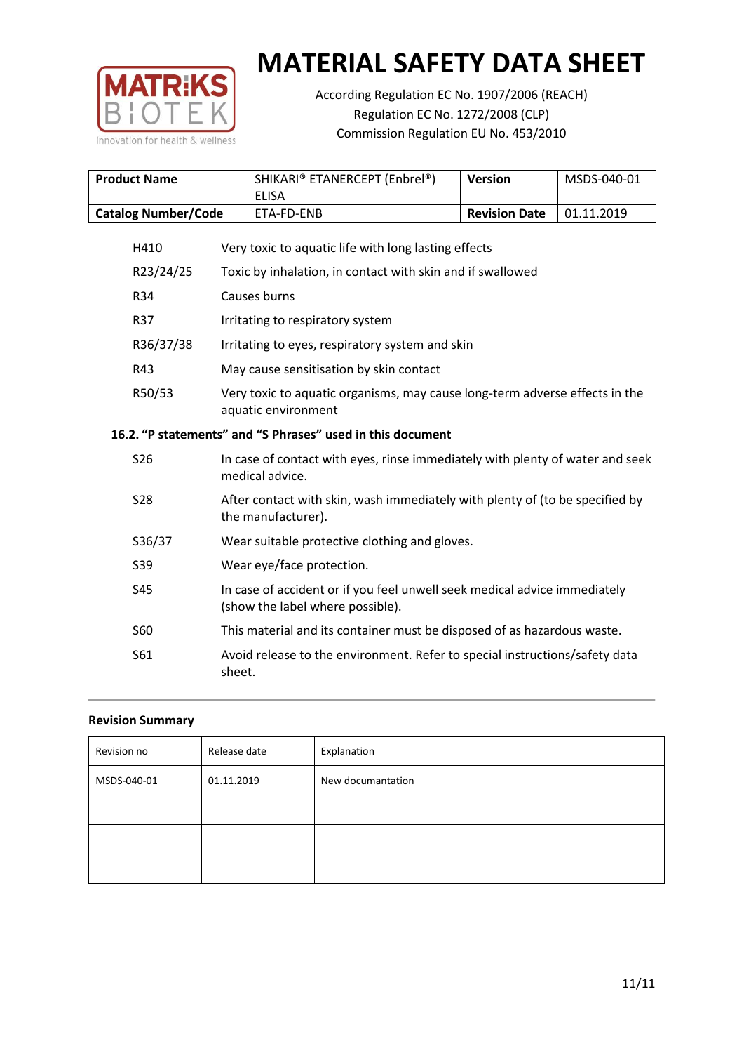| | |
|---|---|
| H410 | Very toxic to aquatic life with long lasting effects |
| R23/24/25 | Toxic by inhalation, in contact with skin and if swallowed |
| R34 | Causes burns |
| R37 | Irritating to respiratory system |
| R36/37/38 | Irritating to eyes, respiratory system and skin |
| R43 | May cause sensitisation by skin contact |
| R50/53 | Very toxic to aquatic organisms, may cause long-term adverse effects in the aquatic environment |

### 16.2. "P statements" and "S Phrases" used in this document

| | |
|---|---|
| S26 | In case of contact with eyes, rinse immediately with plenty of water and seek medical advice. |
| S28 | After contact with skin, wash immediately with plenty of (to be specified by the manufacturer). |
| S36/37 | Wear suitable protective clothing and gloves. |
| S39 | Wear eye/face protection. |
| S45 | In case of accident or if you feel unwell seek medical advice immediately (show the label where possible). |
| S60 | This material and its container must be disposed of as hazardous waste. |
| S61 | Avoid release to the environment. Refer to special instructions/safety data sheet. |

---

**Revision Summary**

| Revision no | Release date | Explanation |
|---|---|---|
| MSDS-040-01 | 01.11.2019 | New documantation |
| | | |
| | | |
| | | |